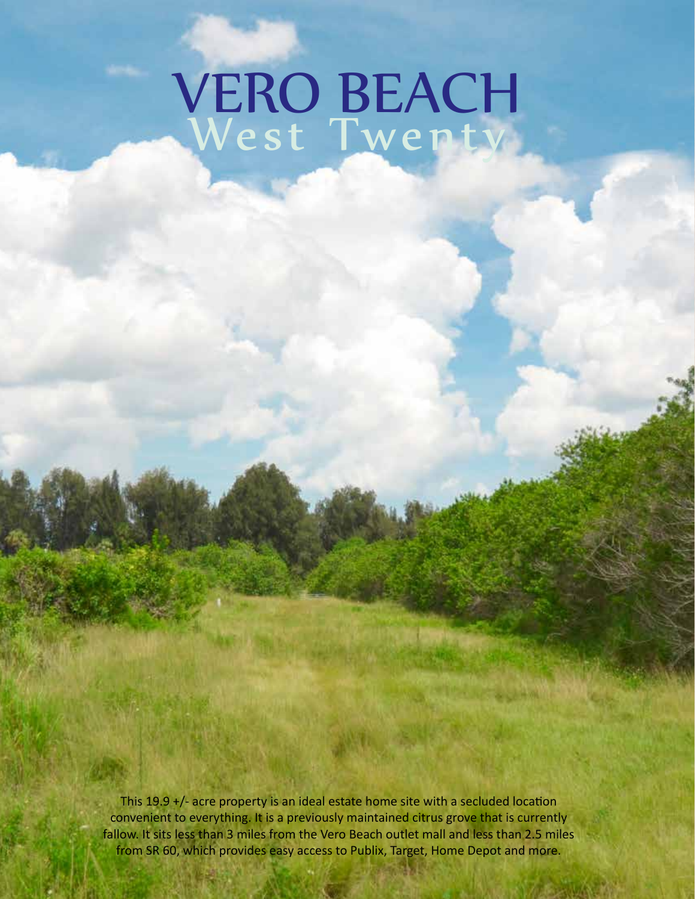# VERO BEACH
## West Twenty

This 19.9 +/- acre property is an ideal estate home site with a secluded location convenient to everything. It is a previously maintained citrus grove that is currently fallow. It sits less than 3 miles from the Vero Beach outlet mall and less than 2.5 miles from SR 60, which provides easy access to Publix, Target, Home Depot and more.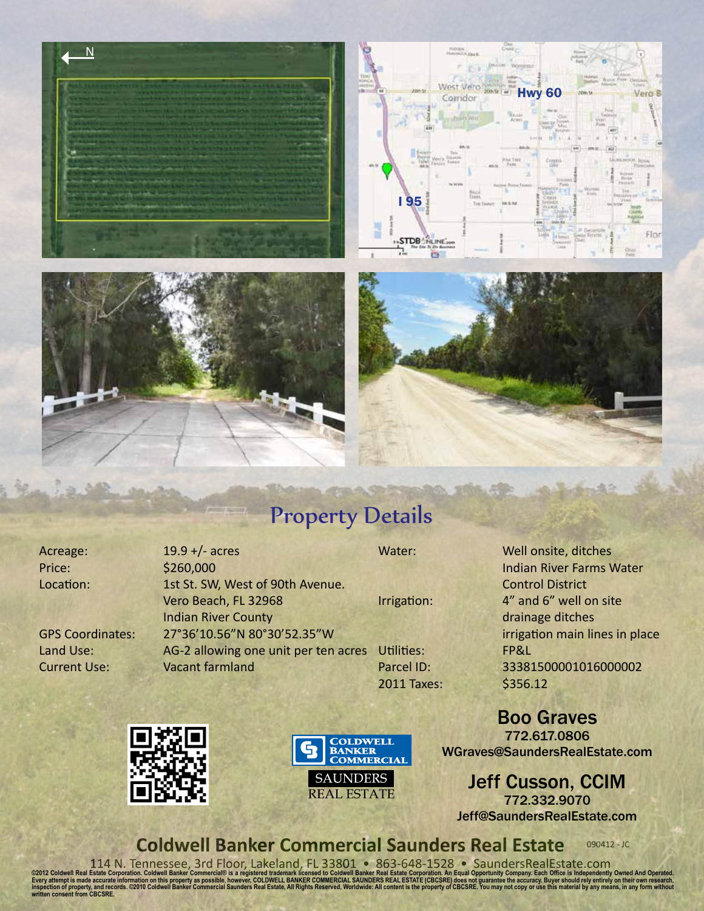## Property Details

| | | | |
|---|---|---|---|
| Acreage: | 19.9 +/- acres | Water: | Well onsite, ditches Indian River Farms Water Control District |
| Price: | $260,000 | | |
| Location: | 1st St. SW, West of 90th Avenue. Vero Beach, FL 32968 Indian River County | Irrigation: | 4" and 6" well on site drainage ditches irrigation main lines in place |
| GPS Coordinates: | 27°36'10.56"N 80°30'52.35"W | | |
| Land Use: | AG-2 allowing one unit per ten acres | Utilities: | FP&L |
| Current Use: | Vacant farmland | Parcel ID: | 33381500001016000002 |
| | | 2011 Taxes: | $356.12 |

**Boo Graves**
772.617.0806
WGraves@SaundersRealEstate.com

**Jeff Cusson, CCIM**
772.332.9070
Jeff@SaundersRealEstate.com

COLDWELL BANKER COMMERCIAL
SAUNDERS REAL ESTATE

**Coldwell Banker Commercial Saunders Real Estate** 090412 - JC

114 N. Tennessee, 3rd Floor, Lakeland, FL 33801 • 863-648-1528 • SaundersRealEstate.com

©2012 Coldwell Real Estate Corporation. Coldwell Banker Commercial® is a registered trademark licensed to Coldwell Banker Real Estate Corporation. An Equal Opportunity Company. Each Office is Independently Owned And Operated. Every attempt is made accurate information on this property as possible, however, COLDWELL BANKER COMMERCIAL SAUNDERS REAL ESTATE (CBCSRE) does not guarantee the accuracy. Buyer should rely entirely on their own research, inspection of property, and records. ©2010 Coldwell Banker Commercial Saunders Real Estate, All Rights Reserved, Worldwide: All content is the property of CBCSRE. You may not copy or use this material by any means, in any form without written consent from CBCSRE.